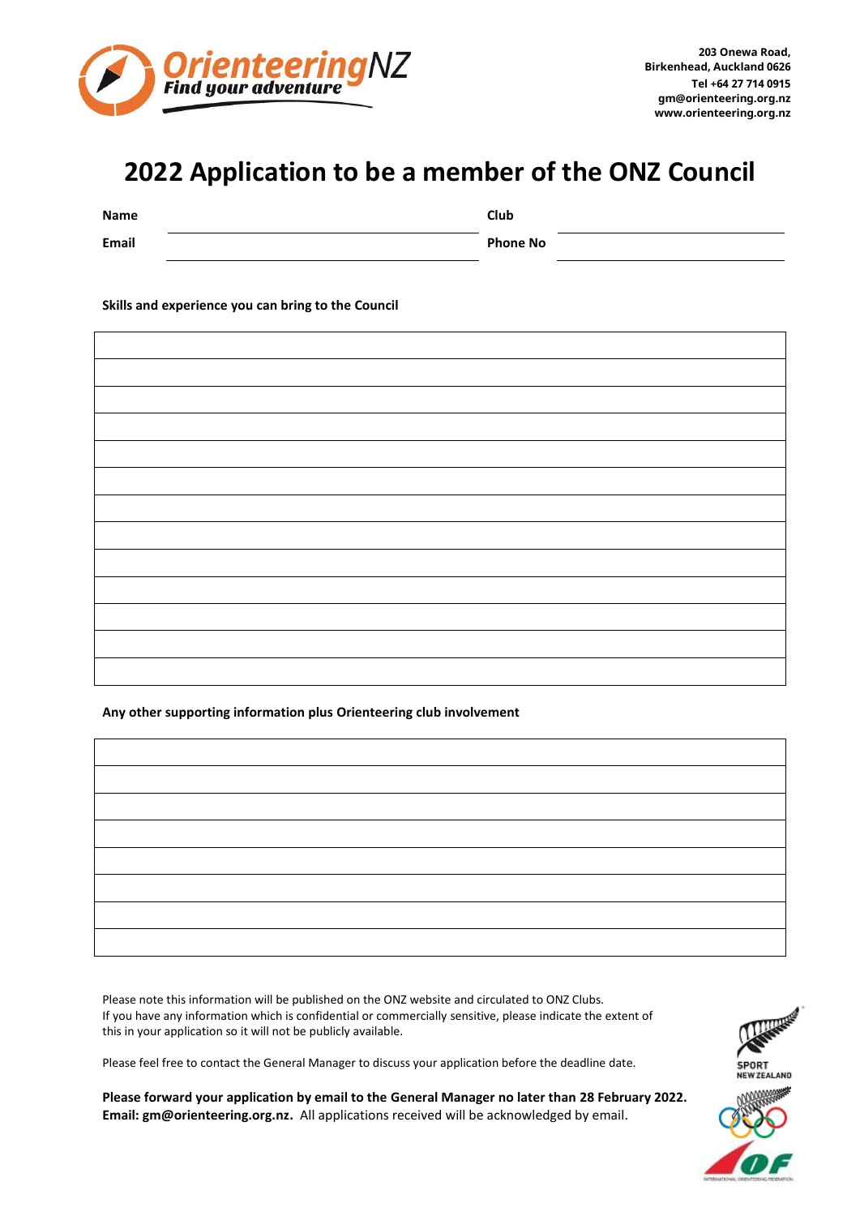OrienteeringNZ
Find your adventure

203 Onewa Road,
Birkenhead, Auckland 0626
Tel +64 27 714 0915
gm@orienteering.org.nz
www.orienteering.org.nz

# 2022 Application to be a member of the ONZ Council

**Name** ______________________ **Club** ______________________

**Email** ______________________ **Phone No** ______________________

**Skills and experience you can bring to the Council**

| |
|---|
| |
| |
| |
| |
| |
| |
| |
| |
| |
| |
| |
| |

**Any other supporting information plus Orienteering club involvement**

| |
|---|
| |
| |
| |
| |
| |
| |
| |

Please note this information will be published on the ONZ website and circulated to ONZ Clubs.
If you have any information which is confidential or commercially sensitive, please indicate the extent of this in your application so it will not be publicly available.

Please feel free to contact the General Manager to discuss your application before the deadline date.

**Please forward your application by email to the General Manager no later than 28 February 2022.**
**Email: gm@orienteering.org.nz.** All applications received will be acknowledged by email.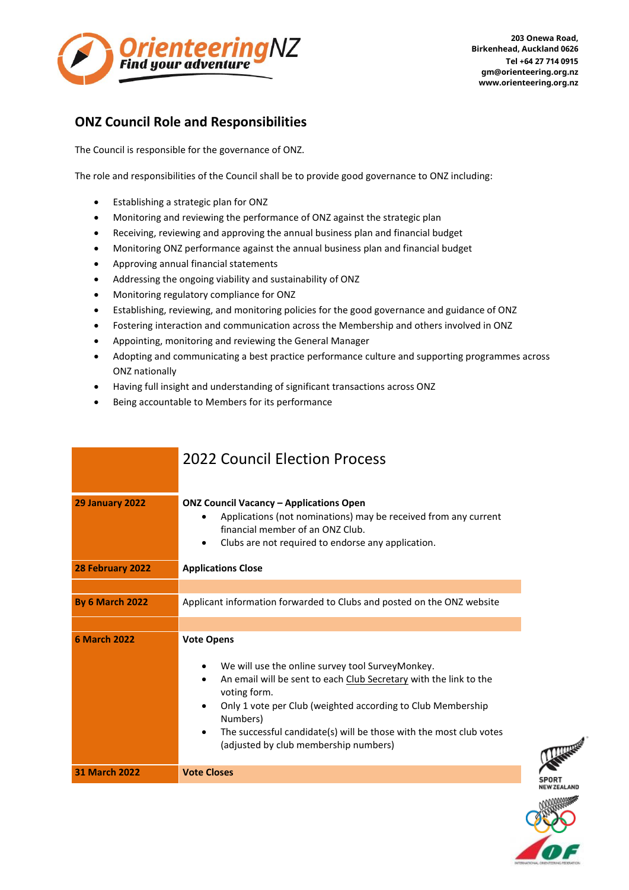203 Onewa Road,
Birkenhead, Auckland 0626
Tel +64 27 714 0915
gm@orienteering.org.nz
www.orienteering.org.nz

## ONZ Council Role and Responsibilities

The Council is responsible for the governance of ONZ.

The role and responsibilities of the Council shall be to provide good governance to ONZ including:

- Establishing a strategic plan for ONZ
- Monitoring and reviewing the performance of ONZ against the strategic plan
- Receiving, reviewing and approving the annual business plan and financial budget
- Monitoring ONZ performance against the annual business plan and financial budget
- Approving annual financial statements
- Addressing the ongoing viability and sustainability of ONZ
- Monitoring regulatory compliance for ONZ
- Establishing, reviewing, and monitoring policies for the good governance and guidance of ONZ
- Fostering interaction and communication across the Membership and others involved in ONZ
- Appointing, monitoring and reviewing the General Manager
- Adopting and communicating a best practice performance culture and supporting programmes across ONZ nationally
- Having full insight and understanding of significant transactions across ONZ
- Being accountable to Members for its performance

| | 2022 Council Election Process |
|---|---|
| **29 January 2022** | **ONZ Council Vacancy – Applications Open**<br>• Applications (not nominations) may be received from any current financial member of an ONZ Club.<br>• Clubs are not required to endorse any application. |
| **28 February 2022** | **Applications Close** |
| | |
| **By 6 March 2022** | Applicant information forwarded to Clubs and posted on the ONZ website |
| | |
| **6 March 2022** | **Vote Opens**<br>• We will use the online survey tool SurveyMonkey.<br>• An email will be sent to each Club Secretary with the link to the voting form.<br>• Only 1 vote per Club (weighted according to Club Membership Numbers)<br>• The successful candidate(s) will be those with the most club votes (adjusted by club membership numbers) |
| **31 March 2022** | **Vote Closes** |